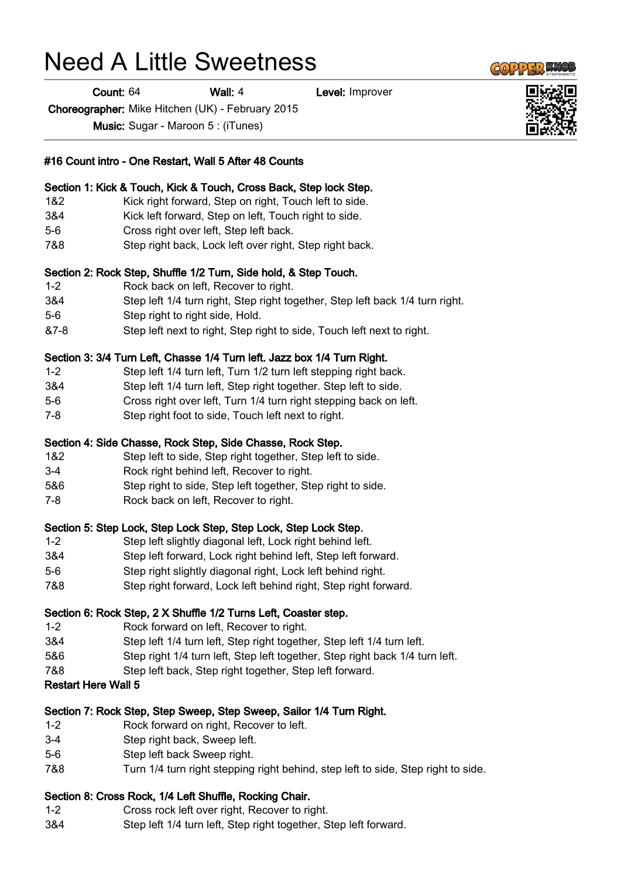# Need A Little Sweetness

**Count:** 64 **Wall:** 4 **Level:** Improver

**Choreographer:** Mike Hitchen (UK) - February 2015

**Music:** Sugar - Maroon 5 : (iTunes)

**#16 Count intro - One Restart, Wall 5 After 48 Counts**

**Section 1: Kick & Touch, Kick & Touch, Cross Back, Step lock Step.**

| | |
|---|---|
| 1&2 | Kick right forward, Step on right, Touch left to side. |
| 3&4 | Kick left forward, Step on left, Touch right to side. |
| 5-6 | Cross right over left, Step left back. |
| 7&8 | Step right back, Lock left over right, Step right back. |

**Section 2: Rock Step, Shuffle 1/2 Turn, Side hold, & Step Touch.**

| | |
|---|---|
| 1-2 | Rock back on left, Recover to right. |
| 3&4 | Step left 1/4 turn right, Step right together, Step left back 1/4 turn right. |
| 5-6 | Step right to right side, Hold. |
| &7-8 | Step left next to right, Step right to side, Touch left next to right. |

**Section 3: 3/4 Turn Left, Chasse 1/4 Turn left. Jazz box 1/4 Turn Right.**

| | |
|---|---|
| 1-2 | Step left 1/4 turn left, Turn 1/2 turn left stepping right back. |
| 3&4 | Step left 1/4 turn left, Step right together. Step left to side. |
| 5-6 | Cross right over left, Turn 1/4 turn right stepping back on left. |
| 7-8 | Step right foot to side, Touch left next to right. |

**Section 4: Side Chasse, Rock Step, Side Chasse, Rock Step.**

| | |
|---|---|
| 1&2 | Step left to side, Step right together, Step left to side. |
| 3-4 | Rock right behind left, Recover to right. |
| 5&6 | Step right to side, Step left together, Step right to side. |
| 7-8 | Rock back on left, Recover to right. |

**Section 5: Step Lock, Step Lock Step, Step Lock, Step Lock Step.**

| | |
|---|---|
| 1-2 | Step left slightly diagonal left, Lock right behind left. |
| 3&4 | Step left forward, Lock right behind left, Step left forward. |
| 5-6 | Step right slightly diagonal right, Lock left behind right. |
| 7&8 | Step right forward, Lock left behind right, Step right forward. |

**Section 6: Rock Step, 2 X Shuffle 1/2 Turns Left, Coaster step.**

| | |
|---|---|
| 1-2 | Rock forward on left, Recover to right. |
| 3&4 | Step left 1/4 turn left, Step right together, Step left 1/4 turn left. |
| 5&6 | Step right 1/4 turn left, Step left together, Step right back 1/4 turn left. |
| 7&8 | Step left back, Step right together, Step left forward. |

**Restart Here Wall 5**

**Section 7: Rock Step, Step Sweep, Step Sweep, Sailor 1/4 Turn Right.**

| | |
|---|---|
| 1-2 | Rock forward on right, Recover to left. |
| 3-4 | Step right back, Sweep left. |
| 5-6 | Step left back Sweep right. |
| 7&8 | Turn 1/4 turn right stepping right behind, step left to side, Step right to side. |

**Section 8: Cross Rock, 1/4 Left Shuffle, Rocking Chair.**

| | |
|---|---|
| 1-2 | Cross rock left over right, Recover to right. |
| 3&4 | Step left 1/4 turn left, Step right together, Step left forward. |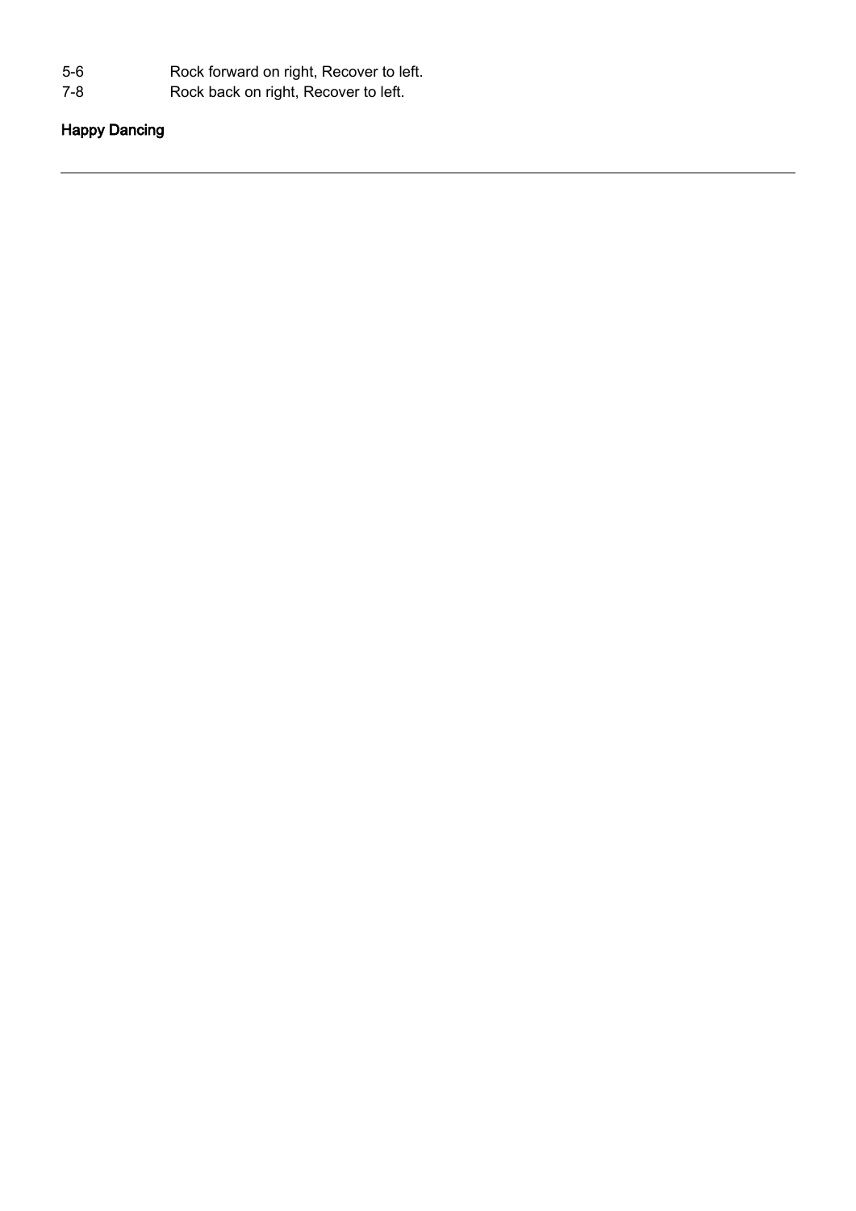| | |
|---|---|
| 5-6 | Rock forward on right, Recover to left. |
| 7-8 | Rock back on right, Recover to left. |

**Happy Dancing**

---